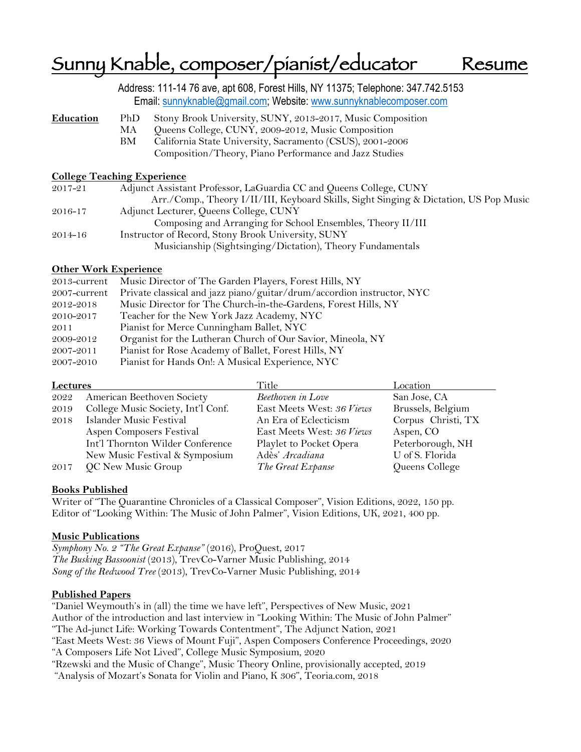# Sunny Knable, composer/pianist/educator — Resume

Address: 111-14 76 ave, apt 608, Forest Hills, NY 11375; Telephone: 347.742.5153
Email: sunnyknable@gmail.com; Website: www.sunnyknablecomposer.com

**Education**

| | | |
|---|---|---|
| PhD | Stony Brook University, SUNY, 2013-2017, Music Composition |
| MA | Queens College, CUNY, 2009-2012, Music Composition |
| BM | California State University, Sacramento (CSUS), 2001-2006<br>Composition/Theory, Piano Performance and Jazz Studies |

**College Teaching Experience**

2017-21 Adjunct Assistant Professor, LaGuardia CC and Queens College, CUNY
Arr./Comp., Theory I/II/III, Keyboard Skills, Sight Singing & Dictation, US Pop Music

2016-17 Adjunct Lecturer, Queens College, CUNY
Composing and Arranging for School Ensembles, Theory II/III

2014-16 Instructor of Record, Stony Brook University, SUNY
Musicianship (Sightsinging/Dictation), Theory Fundamentals

**Other Work Experience**

| | |
|---|---|
| 2013-current | Music Director of The Garden Players, Forest Hills, NY |
| 2007-current | Private classical and jazz piano/guitar/drum/accordion instructor, NYC |
| 2012-2018 | Music Director for The Church-in-the-Gardens, Forest Hills, NY |
| 2010-2017 | Teacher for the New York Jazz Academy, NYC |
| 2011 | Pianist for Merce Cunningham Ballet, NYC |
| 2009-2012 | Organist for the Lutheran Church of Our Savior, Mineola, NY |
| 2007-2011 | Pianist for Rose Academy of Ballet, Forest Hills, NY |
| 2007-2010 | Pianist for Hands On!: A Musical Experience, NYC |

**Lectures**

| | | Title | Location |
|---|---|---|---|
| 2022 | American Beethoven Society | *Beethoven in Love* | San Jose, CA |
| 2019 | College Music Society, Int'l Conf. | East Meets West: *36 Views* | Brussels, Belgium |
| 2018 | Islander Music Festival | An Era of Eclecticism | Corpus Christi, TX |
| | Aspen Composers Festival | East Meets West: *36 Views* | Aspen, CO |
| | Int'l Thornton Wilder Conference | Playlet to Pocket Opera | Peterborough, NH |
| | New Music Festival & Symposium | Adès' *Arcadiana* | U of S. Florida |
| 2017 | QC New Music Group | *The Great Expanse* | Queens College |

**Books Published**

Writer of "The Quarantine Chronicles of a Classical Composer", Vision Editions, 2022, 150 pp.
Editor of "Looking Within: The Music of John Palmer", Vision Editions, UK, 2021, 400 pp.

**Music Publications**

*Symphony No. 2 "The Great Expanse"* (2016), ProQuest, 2017
*The Busking Bassoonist* (2013), TrevCo-Varner Music Publishing, 2014
*Song of the Redwood Tree* (2013), TrevCo-Varner Music Publishing, 2014

**Published Papers**

"Daniel Weymouth's in (all) the time we have left", Perspectives of New Music, 2021
Author of the introduction and last interview in "Looking Within: The Music of John Palmer"
"The Ad-junct Life: Working Towards Contentment", The Adjunct Nation, 2021
"East Meets West: 36 Views of Mount Fuji", Aspen Composers Conference Proceedings, 2020
"A Composers Life Not Lived", College Music Symposium, 2020
"Rzewski and the Music of Change", Music Theory Online, provisionally accepted, 2019
"Analysis of Mozart's Sonata for Violin and Piano, K 306", Teoria.com, 2018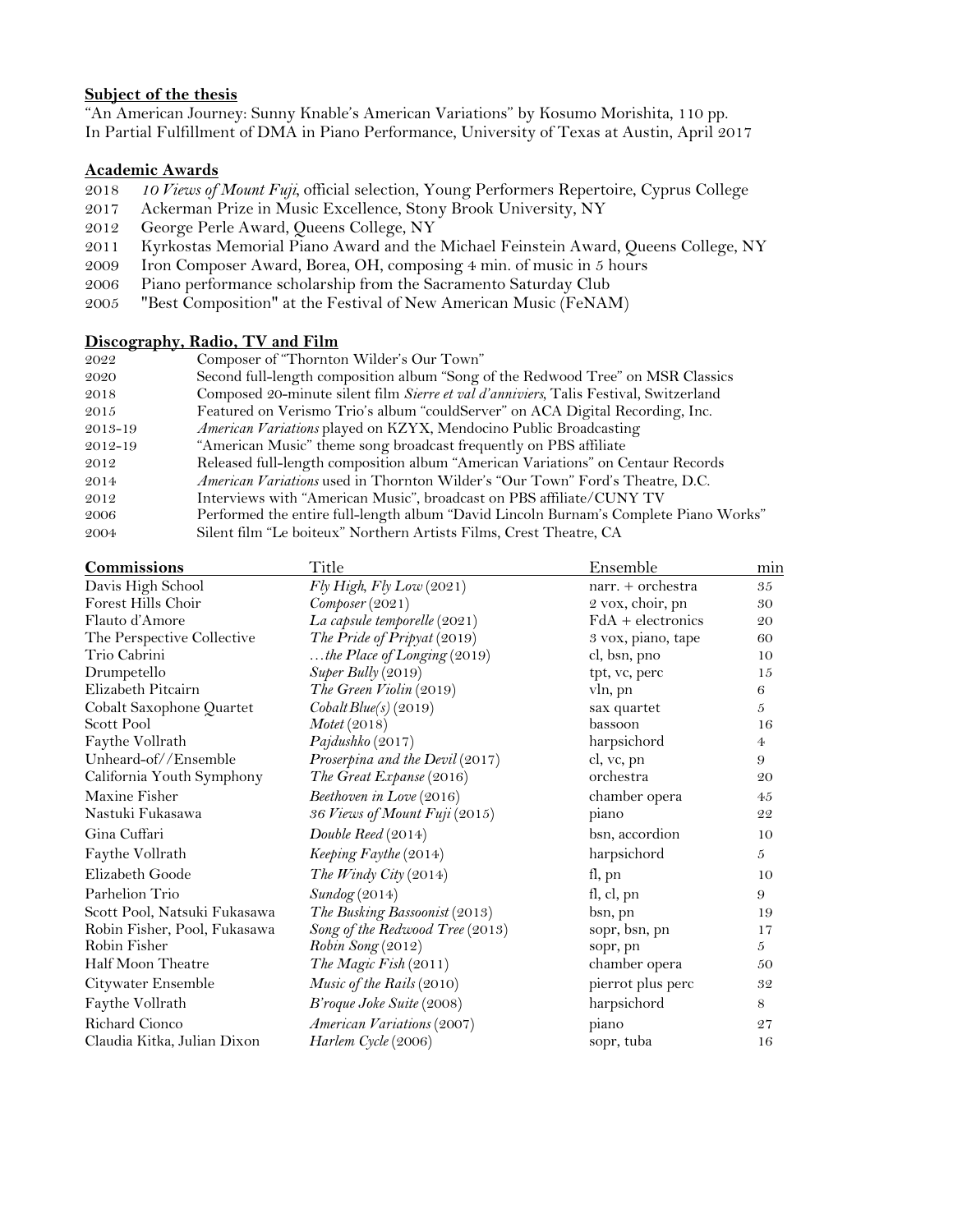**Subject of the thesis**

"An American Journey: Sunny Knable's American Variations" by Kosumo Morishita, 110 pp.
In Partial Fulfillment of DMA in Piano Performance, University of Texas at Austin, April 2017

**Academic Awards**

2018 *10 Views of Mount Fuji*, official selection, Young Performers Repertoire, Cyprus College
2017 Ackerman Prize in Music Excellence, Stony Brook University, NY
2012 George Perle Award, Queens College, NY
2011 Kyrkostas Memorial Piano Award and the Michael Feinstein Award, Queens College, NY
2009 Iron Composer Award, Borea, OH, composing 4 min. of music in 5 hours
2006 Piano performance scholarship from the Sacramento Saturday Club
2005 "Best Composition" at the Festival of New American Music (FeNAM)

**Discography, Radio, TV and Film**

| | |
|---|---|
| 2022 | Composer of "Thornton Wilder's Our Town" |
| 2020 | Second full-length composition album "Song of the Redwood Tree" on MSR Classics |
| 2018 | Composed 20-minute silent film *Sierre et val d'anniviers*, Talis Festival, Switzerland |
| 2015 | Featured on Verismo Trio's album "couldServer" on ACA Digital Recording, Inc. |
| 2013-19 | *American Variations* played on KZYX, Mendocino Public Broadcasting |
| 2012-19 | "American Music" theme song broadcast frequently on PBS affiliate |
| 2012 | Released full-length composition album "American Variations" on Centaur Records |
| 2014 | *American Variations* used in Thornton Wilder's "Our Town" Ford's Theatre, D.C. |
| 2012 | Interviews with "American Music", broadcast on PBS affiliate/CUNY TV |
| 2006 | Performed the entire full-length album "David Lincoln Burnam's Complete Piano Works" |
| 2004 | Silent film "Le boiteux" Northern Artists Films, Crest Theatre, CA |

| **Commissions** | Title | Ensemble | min |
|---|---|---|---|
| Davis High School | *Fly High, Fly Low* (2021) | narr. + orchestra | 35 |
| Forest Hills Choir | *Composer* (2021) | 2 vox, choir, pn | 30 |
| Flauto d'Amore | *La capsule temporelle* (2021) | FdA + electronics | 20 |
| The Perspective Collective | *The Pride of Pripyat* (2019) | 3 vox, piano, tape | 60 |
| Trio Cabrini | *…the Place of Longing* (2019) | cl, bsn, pno | 10 |
| Drumpetello | *Super Bully* (2019) | tpt, vc, perc | 15 |
| Elizabeth Pitcairn | *The Green Violin* (2019) | vln, pn | 6 |
| Cobalt Saxophone Quartet | *Cobalt Blue(s)* (2019) | sax quartet | 5 |
| Scott Pool | *Motet* (2018) | bassoon | 16 |
| Faythe Vollrath | *Pajdushko* (2017) | harpsichord | 4 |
| Unheard-of//Ensemble | *Proserpina and the Devil* (2017) | cl, vc, pn | 9 |
| California Youth Symphony | *The Great Expanse* (2016) | orchestra | 20 |
| Maxine Fisher | *Beethoven in Love* (2016) | chamber opera | 45 |
| Nastuki Fukasawa | *36 Views of Mount Fuji* (2015) | piano | 22 |
| Gina Cuffari | *Double Reed* (2014) | bsn, accordion | 10 |
| Faythe Vollrath | *Keeping Faythe* (2014) | harpsichord | 5 |
| Elizabeth Goode | *The Windy City* (2014) | fl, pn | 10 |
| Parhelion Trio | *Sundog* (2014) | fl, cl, pn | 9 |
| Scott Pool, Natsuki Fukasawa | *The Busking Bassoonist* (2013) | bsn, pn | 19 |
| Robin Fisher, Pool, Fukasawa | *Song of the Redwood Tree* (2013) | sopr, bsn, pn | 17 |
| Robin Fisher | *Robin Song* (2012) | sopr, pn | 5 |
| Half Moon Theatre | *The Magic Fish* (2011) | chamber opera | 50 |
| Citywater Ensemble | *Music of the Rails* (2010) | pierrot plus perc | 32 |
| Faythe Vollrath | *B'roque Joke Suite* (2008) | harpsichord | 8 |
| Richard Cionco | *American Variations* (2007) | piano | 27 |
| Claudia Kitka, Julian Dixon | *Harlem Cycle* (2006) | sopr, tuba | 16 |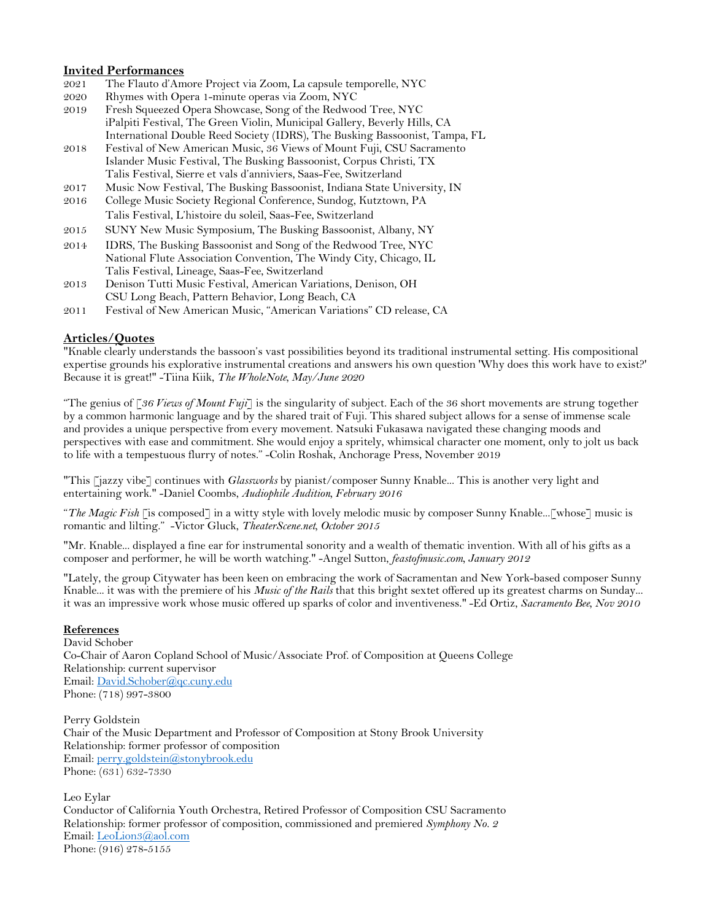## Invited Performances

2021 The Flauto d'Amore Project via Zoom, La capsule temporelle, NYC
2020 Rhymes with Opera 1-minute operas via Zoom, NYC
2019 Fresh Squeezed Opera Showcase, Song of the Redwood Tree, NYC
iPalpiti Festival, The Green Violin, Municipal Gallery, Beverly Hills, CA
International Double Reed Society (IDRS), The Busking Bassoonist, Tampa, FL
2018 Festival of New American Music, 36 Views of Mount Fuji, CSU Sacramento
Islander Music Festival, The Busking Bassoonist, Corpus Christi, TX
Talis Festival, Sierre et vals d'anniviers, Saas-Fee, Switzerland
2017 Music Now Festival, The Busking Bassoonist, Indiana State University, IN
2016 College Music Society Regional Conference, Sundog, Kutztown, PA
Talis Festival, L'histoire du soleil, Saas-Fee, Switzerland
2015 SUNY New Music Symposium, The Busking Bassoonist, Albany, NY
2014 IDRS, The Busking Bassoonist and Song of the Redwood Tree, NYC
National Flute Association Convention, The Windy City, Chicago, IL
Talis Festival, Lineage, Saas-Fee, Switzerland
2013 Denison Tutti Music Festival, American Variations, Denison, OH
CSU Long Beach, Pattern Behavior, Long Beach, CA
2011 Festival of New American Music, "American Variations" CD release, CA

## Articles/Quotes

"Knable clearly understands the bassoon's vast possibilities beyond its traditional instrumental setting. His compositional expertise grounds his explorative instrumental creations and answers his own question 'Why does this work have to exist?' Because it is great!" -Tiina Kiik, *The WholeNote, May/June 2020*

"The genius of [*36 Views of Mount Fuji*] is the singularity of subject. Each of the 36 short movements are strung together by a common harmonic language and by the shared trait of Fuji. This shared subject allows for a sense of immense scale and provides a unique perspective from every movement. Natsuki Fukasawa navigated these changing moods and perspectives with ease and commitment. She would enjoy a spritely, whimsical character one moment, only to jolt us back to life with a tempestuous flurry of notes." -Colin Roshak, Anchorage Press, November 2019

"This [jazzy vibe] continues with *Glassworks* by pianist/composer Sunny Knable... This is another very light and entertaining work." -Daniel Coombs, *Audiophile Audition, February 2016*

"*The Magic Fish* [is composed] in a witty style with lovely melodic music by composer Sunny Knable...[whose] music is romantic and lilting." -Victor Gluck, *TheaterScene.net, October 2015*

"Mr. Knable... displayed a fine ear for instrumental sonority and a wealth of thematic invention. With all of his gifts as a composer and performer, he will be worth watching." -Angel Sutton, *feastofmusic.com, January 2012*

"Lately, the group Citywater has been keen on embracing the work of Sacramentan and New York-based composer Sunny Knable... it was with the premiere of his *Music of the Rails* that this bright sextet offered up its greatest charms on Sunday... it was an impressive work whose music offered up sparks of color and inventiveness." -Ed Ortiz, *Sacramento Bee, Nov 2010*

## References

David Schober
Co-Chair of Aaron Copland School of Music/Associate Prof. of Composition at Queens College
Relationship: current supervisor
Email: David.Schober@qc.cuny.edu
Phone: (718) 997-3800

Perry Goldstein
Chair of the Music Department and Professor of Composition at Stony Brook University
Relationship: former professor of composition
Email: perry.goldstein@stonybrook.edu
Phone: (631) 632-7330

Leo Eylar
Conductor of California Youth Orchestra, Retired Professor of Composition CSU Sacramento
Relationship: former professor of composition, commissioned and premiered *Symphony No. 2*
Email: LeoLion3@aol.com
Phone: (916) 278-5155